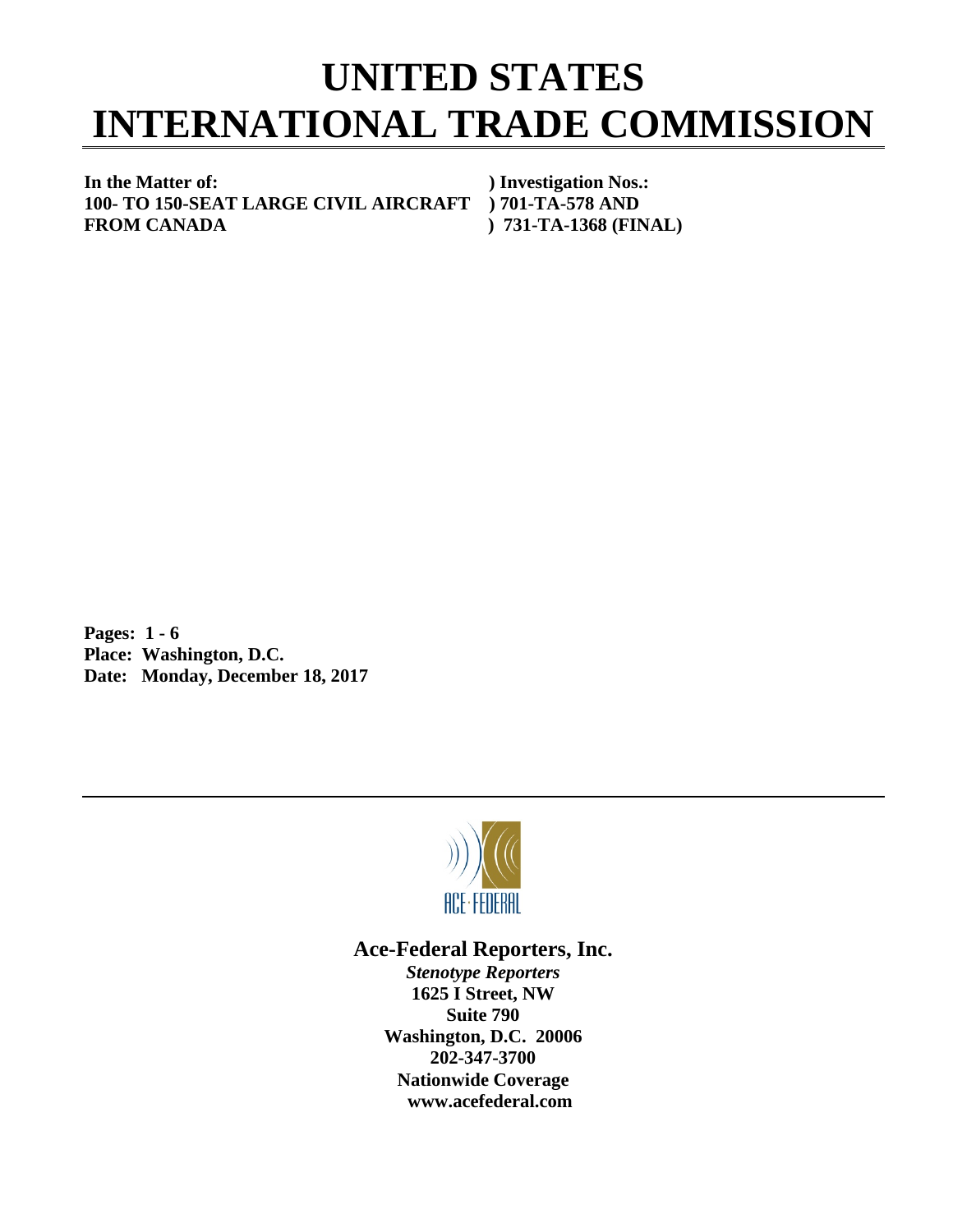# UNITED STATES INTERNATIONAL TRADE COMMISSION

**In the Matter of:** ) **Investigation Nos.:**
**100- TO 150-SEAT LARGE CIVIL AIRCRAFT** ) **701-TA-578 AND**
**FROM CANADA** ) **731-TA-1368 (FINAL)**

**Pages: 1 - 6**
**Place: Washington, D.C.**
**Date: Monday, December 18, 2017**

ACE·FEDERAL

**Ace-Federal Reporters, Inc.**
***Stenotype Reporters***
**1625 I Street, NW**
**Suite 790**
**Washington, D.C. 20006**
**202-347-3700**
**Nationwide Coverage**
**www.acefederal.com**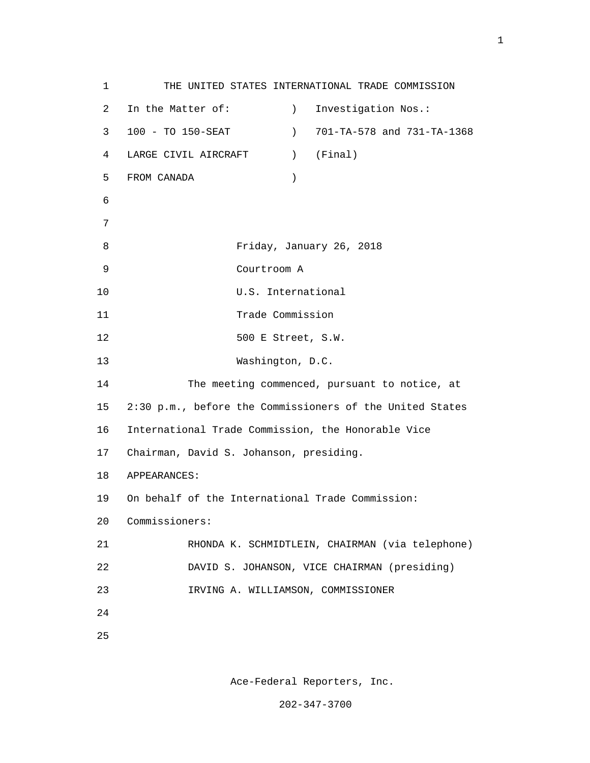THE UNITED STATES INTERNATIONAL TRADE COMMISSION

| In the Matter of: | ) | Investigation Nos.: |
| --- | --- | --- |
| 100 - TO 150-SEAT | ) | 701-TA-578 and 731-TA-1368 |
| LARGE CIVIL AIRCRAFT | ) | (Final) |
| FROM CANADA | ) | |

Friday, January 26, 2018
Courtroom A
U.S. International
Trade Commission
500 E Street, S.W.
Washington, D.C.

The meeting commenced, pursuant to notice, at 2:30 p.m., before the Commissioners of the United States International Trade Commission, the Honorable Vice Chairman, David S. Johanson, presiding.

APPEARANCES:

On behalf of the International Trade Commission:

Commissioners:

RHONDA K. SCHMIDTLEIN, CHAIRMAN (via telephone)
DAVID S. JOHANSON, VICE CHAIRMAN (presiding)
IRVING A. WILLIAMSON, COMMISSIONER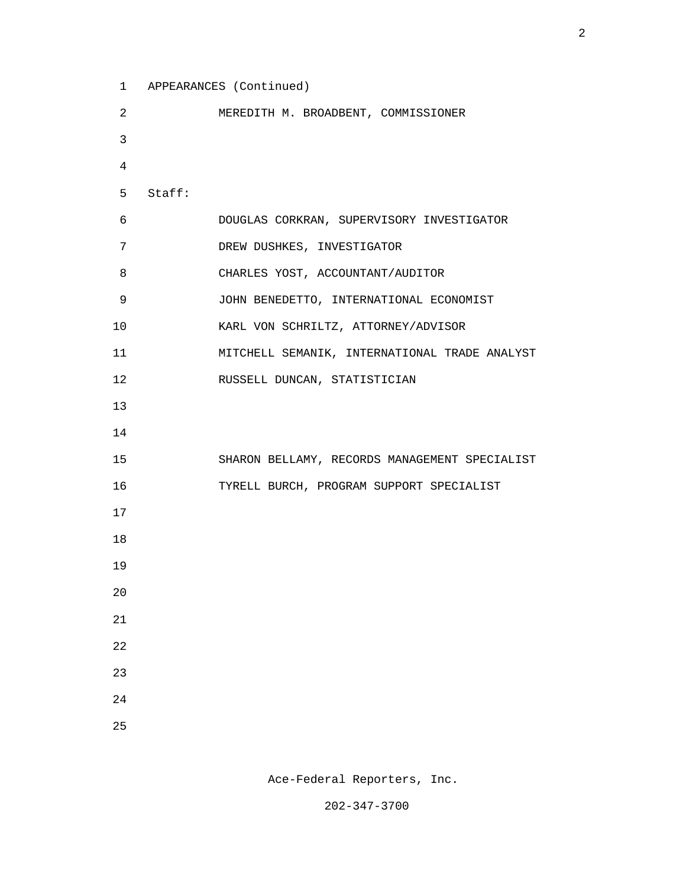APPEARANCES (Continued)

MEREDITH M. BROADBENT, COMMISSIONER

Staff:

DOUGLAS CORKRAN, SUPERVISORY INVESTIGATOR

DREW DUSHKES, INVESTIGATOR

CHARLES YOST, ACCOUNTANT/AUDITOR

JOHN BENEDETTO, INTERNATIONAL ECONOMIST

KARL VON SCHRILTZ, ATTORNEY/ADVISOR

MITCHELL SEMANIK, INTERNATIONAL TRADE ANALYST

RUSSELL DUNCAN, STATISTICIAN

SHARON BELLAMY, RECORDS MANAGEMENT SPECIALIST

TYRELL BURCH, PROGRAM SUPPORT SPECIALIST

Ace-Federal Reporters, Inc.

202-347-3700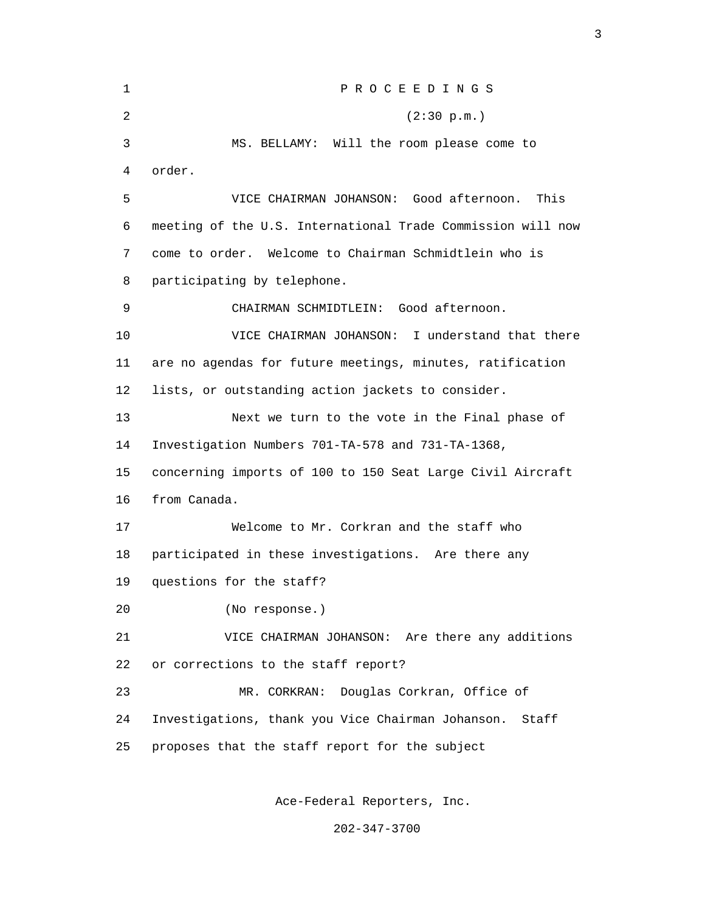P R O C E E D I N G S

(2:30 p.m.)

MS. BELLAMY: Will the room please come to order.

VICE CHAIRMAN JOHANSON: Good afternoon. This meeting of the U.S. International Trade Commission will now come to order. Welcome to Chairman Schmidtlein who is participating by telephone.

CHAIRMAN SCHMIDTLEIN: Good afternoon.

VICE CHAIRMAN JOHANSON: I understand that there are no agendas for future meetings, minutes, ratification lists, or outstanding action jackets to consider.

Next we turn to the vote in the Final phase of Investigation Numbers 701-TA-578 and 731-TA-1368, concerning imports of 100 to 150 Seat Large Civil Aircraft from Canada.

Welcome to Mr. Corkran and the staff who participated in these investigations. Are there any questions for the staff?

(No response.)

VICE CHAIRMAN JOHANSON: Are there any additions or corrections to the staff report?

MR. CORKRAN: Douglas Corkran, Office of Investigations, thank you Vice Chairman Johanson. Staff proposes that the staff report for the subject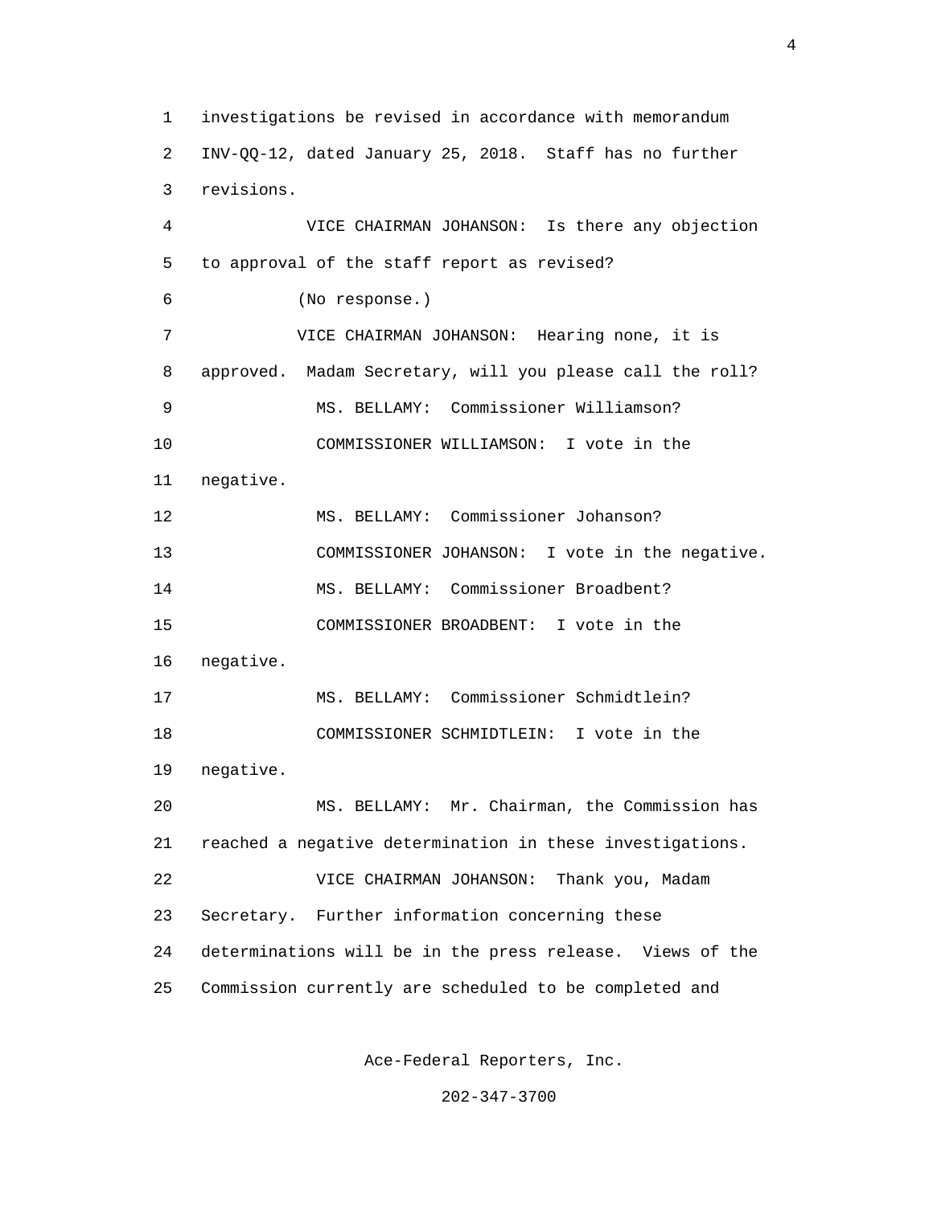investigations be revised in accordance with memorandum INV-QQ-12, dated January 25, 2018. Staff has no further revisions.

VICE CHAIRMAN JOHANSON: Is there any objection to approval of the staff report as revised?

(No response.)

VICE CHAIRMAN JOHANSON: Hearing none, it is approved. Madam Secretary, will you please call the roll?

MS. BELLAMY: Commissioner Williamson?

COMMISSIONER WILLIAMSON: I vote in the negative.

MS. BELLAMY: Commissioner Johanson?

COMMISSIONER JOHANSON: I vote in the negative.

MS. BELLAMY: Commissioner Broadbent?

COMMISSIONER BROADBENT: I vote in the negative.

MS. BELLAMY: Commissioner Schmidtlein?

COMMISSIONER SCHMIDTLEIN: I vote in the negative.

MS. BELLAMY: Mr. Chairman, the Commission has reached a negative determination in these investigations.

VICE CHAIRMAN JOHANSON: Thank you, Madam Secretary. Further information concerning these determinations will be in the press release. Views of the Commission currently are scheduled to be completed and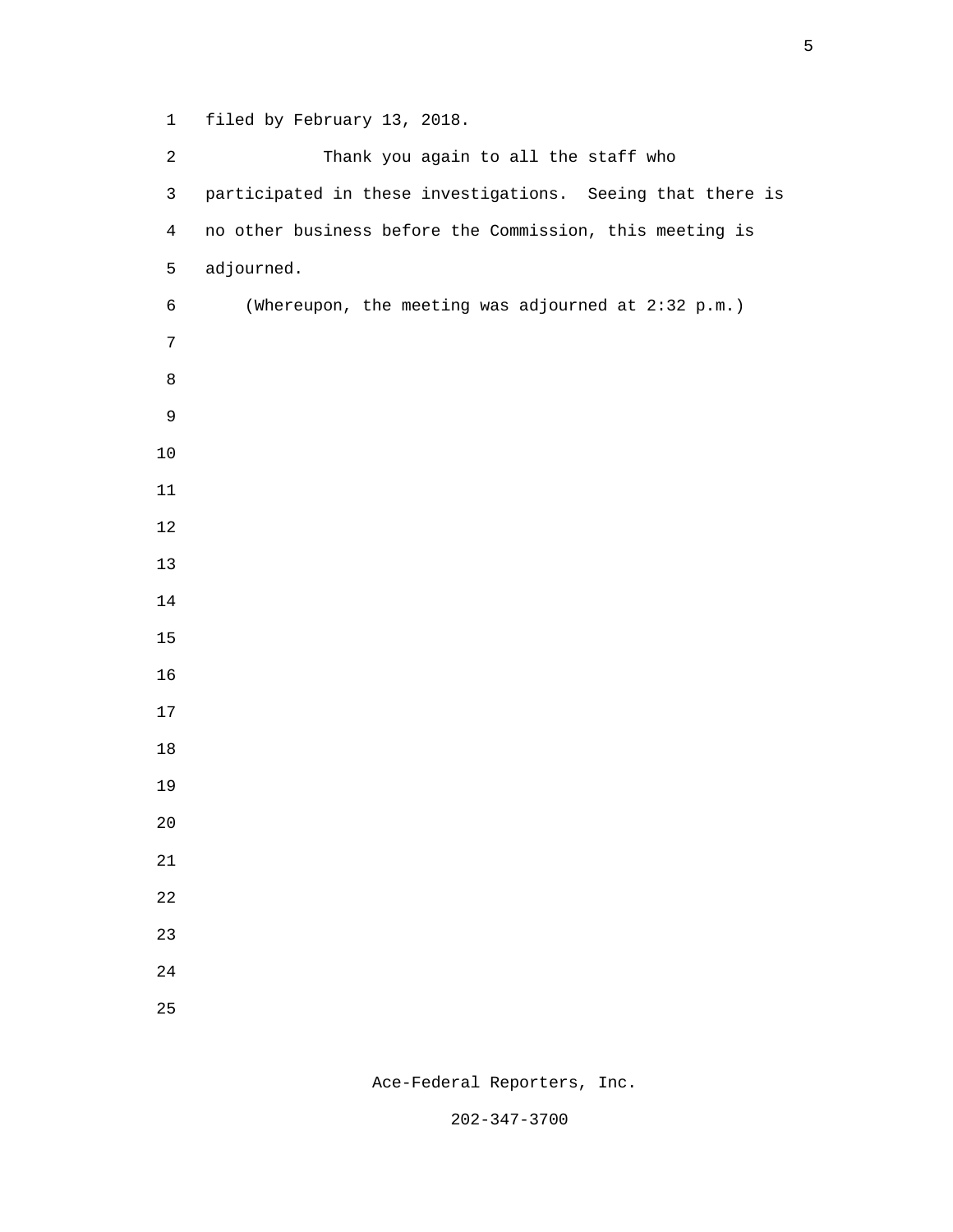filed by February 13, 2018.

Thank you again to all the staff who participated in these investigations. Seeing that there is no other business before the Commission, this meeting is adjourned.

(Whereupon, the meeting was adjourned at 2:32 p.m.)

Ace-Federal Reporters, Inc.

202-347-3700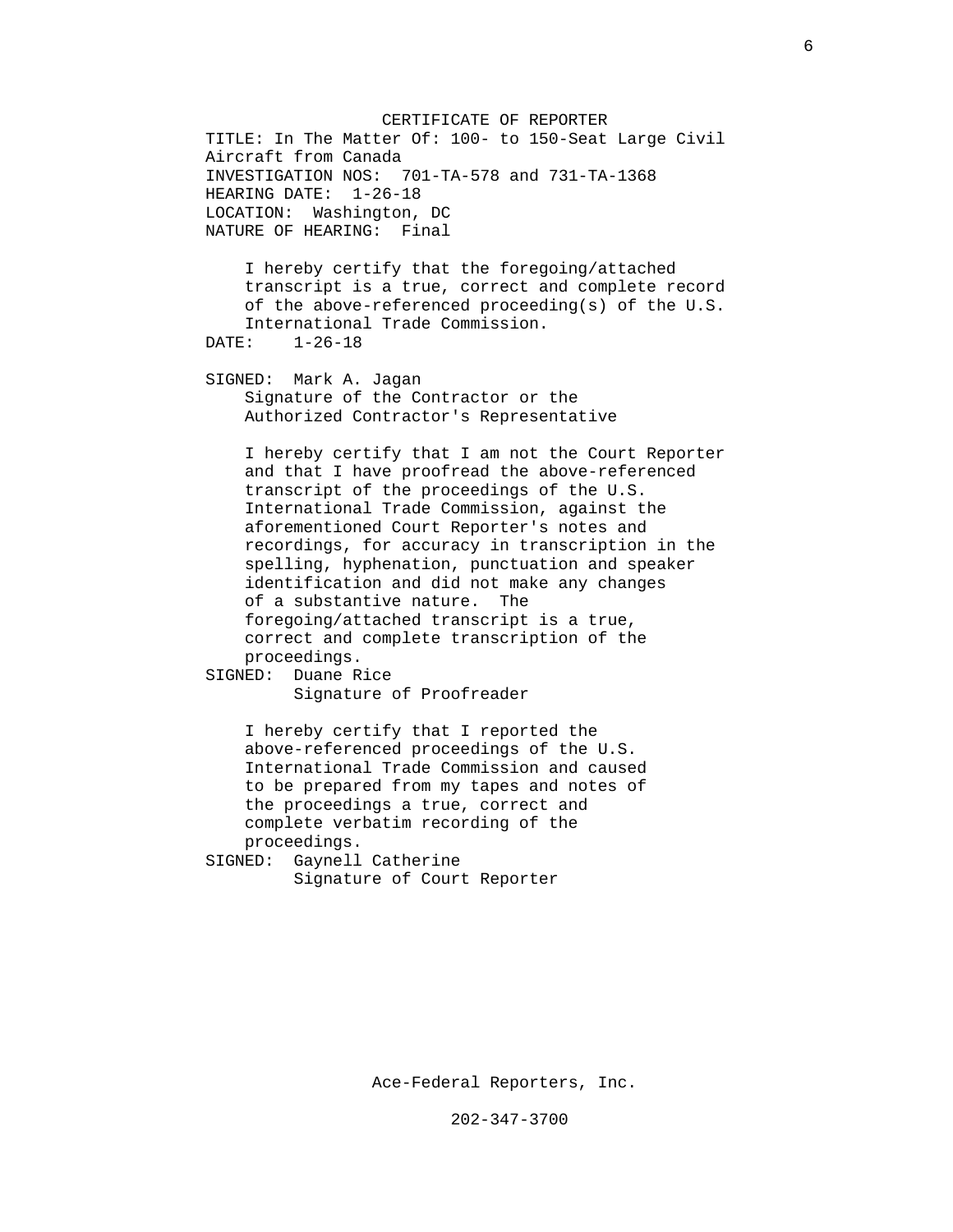# CERTIFICATE OF REPORTER

TITLE: In The Matter Of: 100- to 150-Seat Large Civil Aircraft from Canada

INVESTIGATION NOS: 701-TA-578 and 731-TA-1368

HEARING DATE: 1-26-18

LOCATION: Washington, DC

NATURE OF HEARING: Final

I hereby certify that the foregoing/attached transcript is a true, correct and complete record of the above-referenced proceeding(s) of the U.S. International Trade Commission.

DATE: 1-26-18

SIGNED: Mark A. Jagan
Signature of the Contractor or the Authorized Contractor's Representative

I hereby certify that I am not the Court Reporter and that I have proofread the above-referenced transcript of the proceedings of the U.S. International Trade Commission, against the aforementioned Court Reporter's notes and recordings, for accuracy in transcription in the spelling, hyphenation, punctuation and speaker identification and did not make any changes of a substantive nature. The foregoing/attached transcript is a true, correct and complete transcription of the proceedings.

SIGNED: Duane Rice
Signature of Proofreader

I hereby certify that I reported the above-referenced proceedings of the U.S. International Trade Commission and caused to be prepared from my tapes and notes of the proceedings a true, correct and complete verbatim recording of the proceedings.

SIGNED: Gaynell Catherine
Signature of Court Reporter